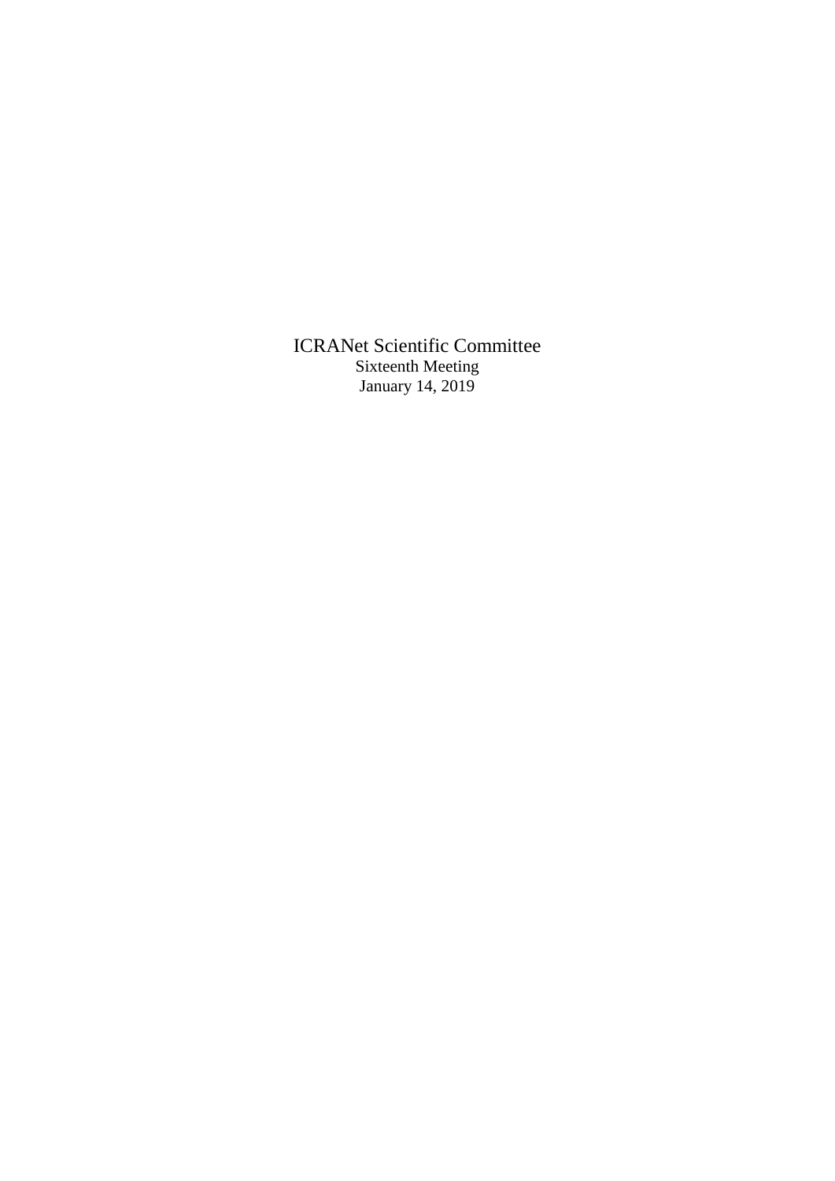# ICRANet Scientific Committee

Sixteenth Meeting

January 14, 2019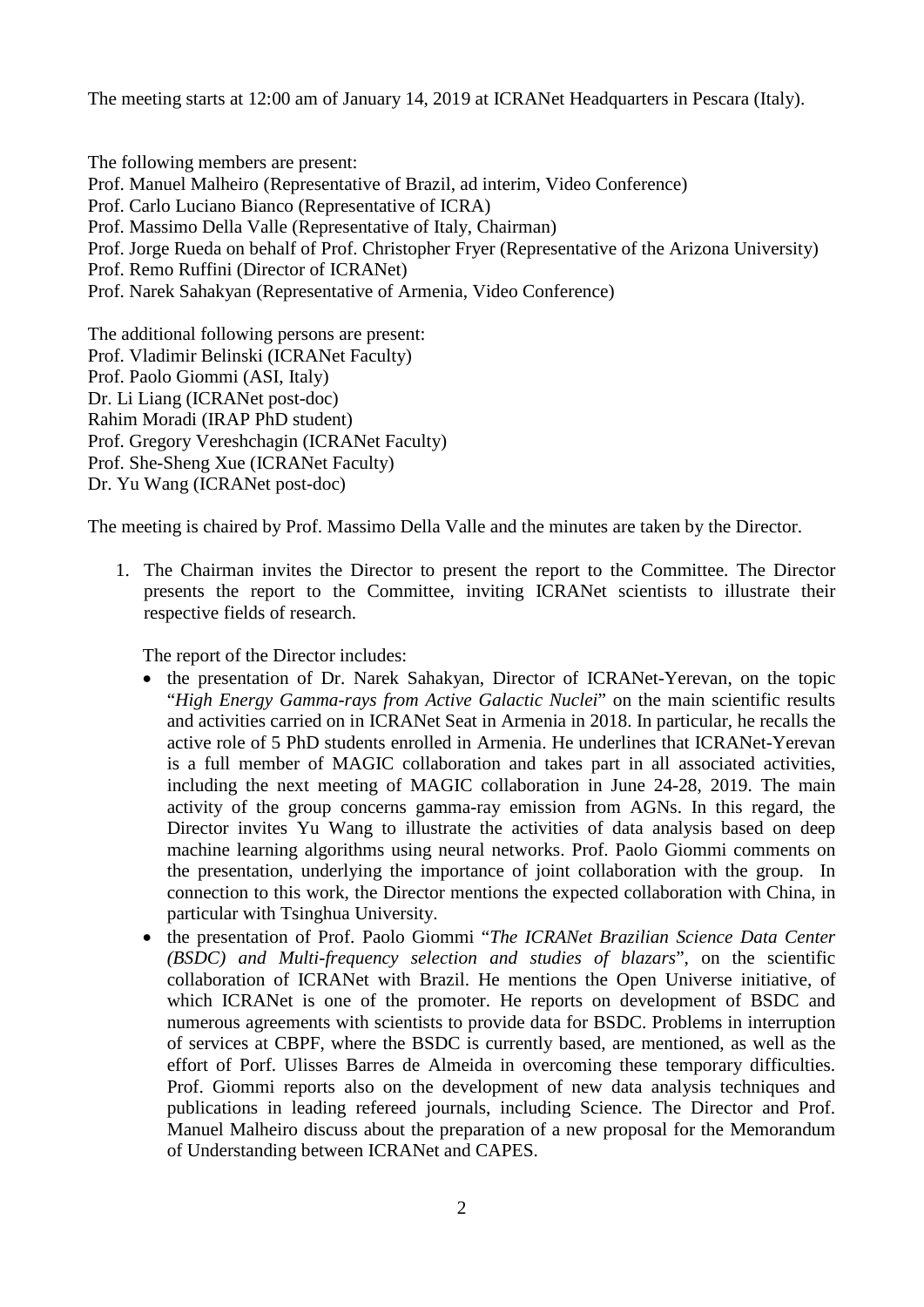The meeting starts at 12:00 am of January 14, 2019 at ICRANet Headquarters in Pescara (Italy).

The following members are present:
Prof. Manuel Malheiro (Representative of Brazil, ad interim, Video Conference)
Prof. Carlo Luciano Bianco (Representative of ICRA)
Prof. Massimo Della Valle (Representative of Italy, Chairman)
Prof. Jorge Rueda on behalf of Prof. Christopher Fryer (Representative of the Arizona University)
Prof. Remo Ruffini (Director of ICRANet)
Prof. Narek Sahakyan (Representative of Armenia, Video Conference)

The additional following persons are present:
Prof. Vladimir Belinski (ICRANet Faculty)
Prof. Paolo Giommi (ASI, Italy)
Dr. Li Liang (ICRANet post-doc)
Rahim Moradi (IRAP PhD student)
Prof. Gregory Vereshchagin (ICRANet Faculty)
Prof. She-Sheng Xue (ICRANet Faculty)
Dr. Yu Wang (ICRANet post-doc)

The meeting is chaired by Prof. Massimo Della Valle and the minutes are taken by the Director.

1. The Chairman invites the Director to present the report to the Committee. The Director presents the report to the Committee, inviting ICRANet scientists to illustrate their respective fields of research.

   The report of the Director includes:

   - the presentation of Dr. Narek Sahakyan, Director of ICRANet-Yerevan, on the topic "*High Energy Gamma-rays from Active Galactic Nuclei*" on the main scientific results and activities carried on in ICRANet Seat in Armenia in 2018. In particular, he recalls the active role of 5 PhD students enrolled in Armenia. He underlines that ICRANet-Yerevan is a full member of MAGIC collaboration and takes part in all associated activities, including the next meeting of MAGIC collaboration in June 24-28, 2019. The main activity of the group concerns gamma-ray emission from AGNs. In this regard, the Director invites Yu Wang to illustrate the activities of data analysis based on deep machine learning algorithms using neural networks. Prof. Paolo Giommi comments on the presentation, underlying the importance of joint collaboration with the group. In connection to this work, the Director mentions the expected collaboration with China, in particular with Tsinghua University.
   - the presentation of Prof. Paolo Giommi "*The ICRANet Brazilian Science Data Center (BSDC) and Multi-frequency selection and studies of blazars*", on the scientific collaboration of ICRANet with Brazil. He mentions the Open Universe initiative, of which ICRANet is one of the promoter. He reports on development of BSDC and numerous agreements with scientists to provide data for BSDC. Problems in interruption of services at CBPF, where the BSDC is currently based, are mentioned, as well as the effort of Porf. Ulisses Barres de Almeida in overcoming these temporary difficulties. Prof. Giommi reports also on the development of new data analysis techniques and publications in leading refereed journals, including Science. The Director and Prof. Manuel Malheiro discuss about the preparation of a new proposal for the Memorandum of Understanding between ICRANet and CAPES.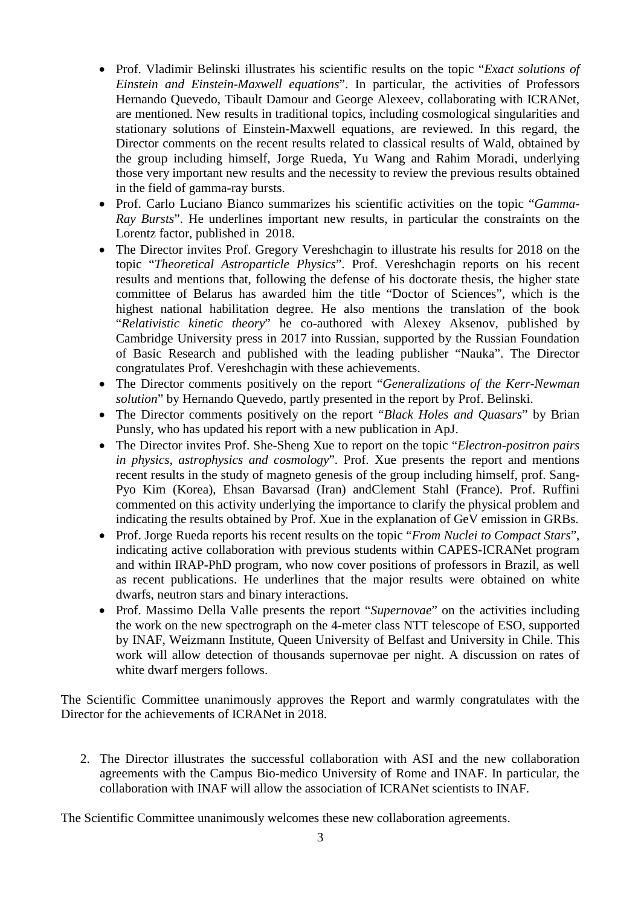- Prof. Vladimir Belinski illustrates his scientific results on the topic "*Exact solutions of Einstein and Einstein-Maxwell equations*". In particular, the activities of Professors Hernando Quevedo, Tibault Damour and George Alexeev, collaborating with ICRANet, are mentioned. New results in traditional topics, including cosmological singularities and stationary solutions of Einstein-Maxwell equations, are reviewed. In this regard, the Director comments on the recent results related to classical results of Wald, obtained by the group including himself, Jorge Rueda, Yu Wang and Rahim Moradi, underlying those very important new results and the necessity to review the previous results obtained in the field of gamma-ray bursts.
- Prof. Carlo Luciano Bianco summarizes his scientific activities on the topic "*Gamma-Ray Bursts*". He underlines important new results, in particular the constraints on the Lorentz factor, published in 2018.
- The Director invites Prof. Gregory Vereshchagin to illustrate his results for 2018 on the topic "*Theoretical Astroparticle Physics*". Prof. Vereshchagin reports on his recent results and mentions that, following the defense of his doctorate thesis, the higher state committee of Belarus has awarded him the title "Doctor of Sciences", which is the highest national habilitation degree. He also mentions the translation of the book "*Relativistic kinetic theory*" he co-authored with Alexey Aksenov, published by Cambridge University press in 2017 into Russian, supported by the Russian Foundation of Basic Research and published with the leading publisher "Nauka". The Director congratulates Prof. Vereshchagin with these achievements.
- The Director comments positively on the report "*Generalizations of the Kerr-Newman solution*" by Hernando Quevedo, partly presented in the report by Prof. Belinski.
- The Director comments positively on the report "*Black Holes and Quasars*" by Brian Punsly, who has updated his report with a new publication in ApJ.
- The Director invites Prof. She-Sheng Xue to report on the topic "*Electron-positron pairs in physics, astrophysics and cosmology*". Prof. Xue presents the report and mentions recent results in the study of magneto genesis of the group including himself, prof. Sang-Pyo Kim (Korea), Ehsan Bavarsad (Iran) andClement Stahl (France). Prof. Ruffini commented on this activity underlying the importance to clarify the physical problem and indicating the results obtained by Prof. Xue in the explanation of GeV emission in GRBs.
- Prof. Jorge Rueda reports his recent results on the topic "*From Nuclei to Compact Stars*", indicating active collaboration with previous students within CAPES-ICRANet program and within IRAP-PhD program, who now cover positions of professors in Brazil, as well as recent publications. He underlines that the major results were obtained on white dwarfs, neutron stars and binary interactions.
- Prof. Massimo Della Valle presents the report "*Supernovae*" on the activities including the work on the new spectrograph on the 4-meter class NTT telescope of ESO, supported by INAF, Weizmann Institute, Queen University of Belfast and University in Chile. This work will allow detection of thousands supernovae per night. A discussion on rates of white dwarf mergers follows.

The Scientific Committee unanimously approves the Report and warmly congratulates with the Director for the achievements of ICRANet in 2018.

2. The Director illustrates the successful collaboration with ASI and the new collaboration agreements with the Campus Bio-medico University of Rome and INAF. In particular, the collaboration with INAF will allow the association of ICRANet scientists to INAF.

The Scientific Committee unanimously welcomes these new collaboration agreements.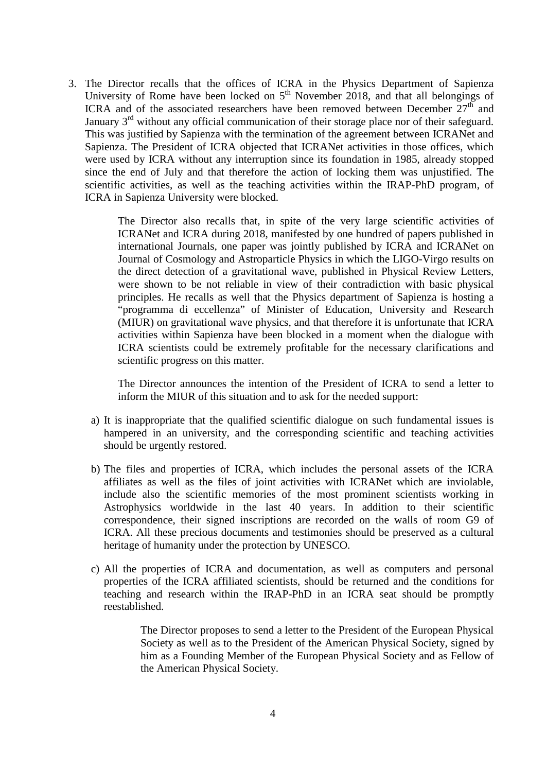3. The Director recalls that the offices of ICRA in the Physics Department of Sapienza University of Rome have been locked on 5th November 2018, and that all belongings of ICRA and of the associated researchers have been removed between December 27th and January 3rd without any official communication of their storage place nor of their safeguard. This was justified by Sapienza with the termination of the agreement between ICRANet and Sapienza. The President of ICRA objected that ICRANet activities in those offices, which were used by ICRA without any interruption since its foundation in 1985, already stopped since the end of July and that therefore the action of locking them was unjustified. The scientific activities, as well as the teaching activities within the IRAP-PhD program, of ICRA in Sapienza University were blocked.

   The Director also recalls that, in spite of the very large scientific activities of ICRANet and ICRA during 2018, manifested by one hundred of papers published in international Journals, one paper was jointly published by ICRA and ICRANet on Journal of Cosmology and Astroparticle Physics in which the LIGO-Virgo results on the direct detection of a gravitational wave, published in Physical Review Letters, were shown to be not reliable in view of their contradiction with basic physical principles. He recalls as well that the Physics department of Sapienza is hosting a "programma di eccellenza" of Minister of Education, University and Research (MIUR) on gravitational wave physics, and that therefore it is unfortunate that ICRA activities within Sapienza have been blocked in a moment when the dialogue with ICRA scientists could be extremely profitable for the necessary clarifications and scientific progress on this matter.

   The Director announces the intention of the President of ICRA to send a letter to inform the MIUR of this situation and to ask for the needed support:

   a) It is inappropriate that the qualified scientific dialogue on such fundamental issues is hampered in an university, and the corresponding scientific and teaching activities should be urgently restored.

   b) The files and properties of ICRA, which includes the personal assets of the ICRA affiliates as well as the files of joint activities with ICRANet which are inviolable, include also the scientific memories of the most prominent scientists working in Astrophysics worldwide in the last 40 years. In addition to their scientific correspondence, their signed inscriptions are recorded on the walls of room G9 of ICRA. All these precious documents and testimonies should be preserved as a cultural heritage of humanity under the protection by UNESCO.

   c) All the properties of ICRA and documentation, as well as computers and personal properties of the ICRA affiliated scientists, should be returned and the conditions for teaching and research within the IRAP-PhD in an ICRA seat should be promptly reestablished.

      The Director proposes to send a letter to the President of the European Physical Society as well as to the President of the American Physical Society, signed by him as a Founding Member of the European Physical Society and as Fellow of the American Physical Society.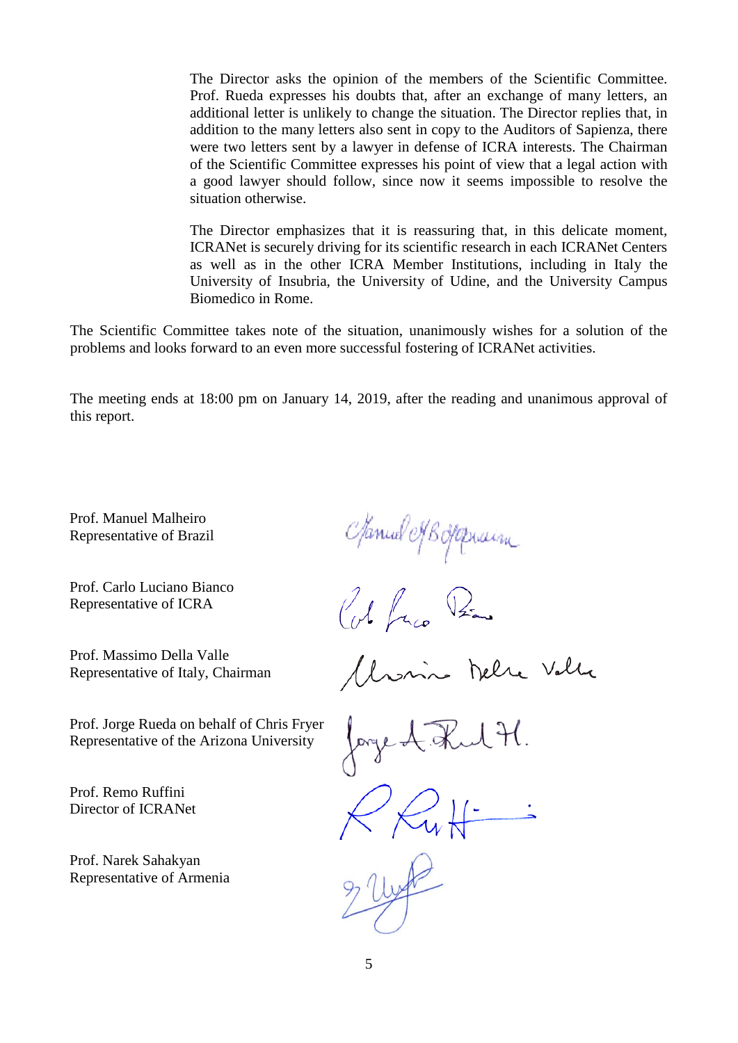The Director asks the opinion of the members of the Scientific Committee. Prof. Rueda expresses his doubts that, after an exchange of many letters, an additional letter is unlikely to change the situation. The Director replies that, in addition to the many letters also sent in copy to the Auditors of Sapienza, there were two letters sent by a lawyer in defense of ICRA interests. The Chairman of the Scientific Committee expresses his point of view that a legal action with a good lawyer should follow, since now it seems impossible to resolve the situation otherwise.

The Director emphasizes that it is reassuring that, in this delicate moment, ICRANet is securely driving for its scientific research in each ICRANet Centers as well as in the other ICRA Member Institutions, including in Italy the University of Insubria, the University of Udine, and the University Campus Biomedico in Rome.

The Scientific Committee takes note of the situation, unanimously wishes for a solution of the problems and looks forward to an even more successful fostering of ICRANet activities.

The meeting ends at 18:00 pm on January 14, 2019, after the reading and unanimous approval of this report.

Prof. Manuel Malheiro
Representative of Brazil

Prof. Carlo Luciano Bianco
Representative of ICRA

Prof. Massimo Della Valle
Representative of Italy, Chairman

Prof. Jorge Rueda on behalf of Chris Fryer
Representative of the Arizona University

Prof. Remo Ruffini
Director of ICRANet

Prof. Narek Sahakyan
Representative of Armenia